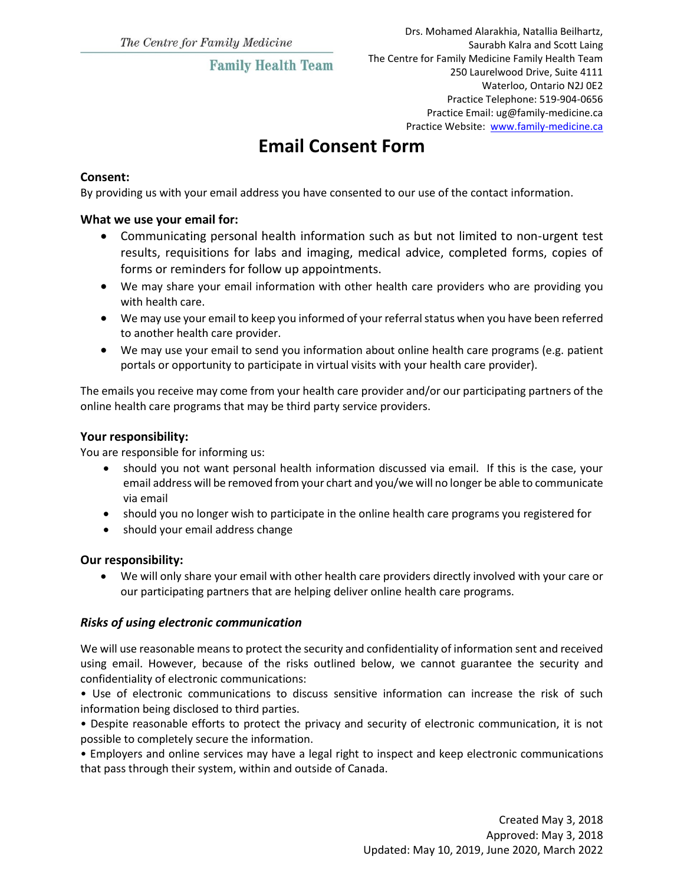The Centre for Family Medicine

Family Health Team

Drs. Mohamed Alarakhia, Natallia Beilhartz,
Saurabh Kalra and Scott Laing
The Centre for Family Medicine Family Health Team
250 Laurelwood Drive, Suite 4111
Waterloo, Ontario N2J 0E2
Practice Telephone: 519-904-0656
Practice Email: ug@family-medicine.ca
Practice Website: www.family-medicine.ca

# Email Consent Form

**Consent:**
By providing us with your email address you have consented to our use of the contact information.

**What we use your email for:**

- Communicating personal health information such as but not limited to non-urgent test results, requisitions for labs and imaging, medical advice, completed forms, copies of forms or reminders for follow up appointments.
- We may share your email information with other health care providers who are providing you with health care.
- We may use your email to keep you informed of your referral status when you have been referred to another health care provider.
- We may use your email to send you information about online health care programs (e.g. patient portals or opportunity to participate in virtual visits with your health care provider).

The emails you receive may come from your health care provider and/or our participating partners of the online health care programs that may be third party service providers.

**Your responsibility:**
You are responsible for informing us:

- should you not want personal health information discussed via email. If this is the case, your email address will be removed from your chart and you/we will no longer be able to communicate via email
- should you no longer wish to participate in the online health care programs you registered for
- should your email address change

**Our responsibility:**

- We will only share your email with other health care providers directly involved with your care or our participating partners that are helping deliver online health care programs.

***Risks of using electronic communication***

We will use reasonable means to protect the security and confidentiality of information sent and received using email. However, because of the risks outlined below, we cannot guarantee the security and confidentiality of electronic communications:

• Use of electronic communications to discuss sensitive information can increase the risk of such information being disclosed to third parties.

• Despite reasonable efforts to protect the privacy and security of electronic communication, it is not possible to completely secure the information.

• Employers and online services may have a legal right to inspect and keep electronic communications that pass through their system, within and outside of Canada.

Created May 3, 2018
Approved: May 3, 2018
Updated: May 10, 2019, June 2020, March 2022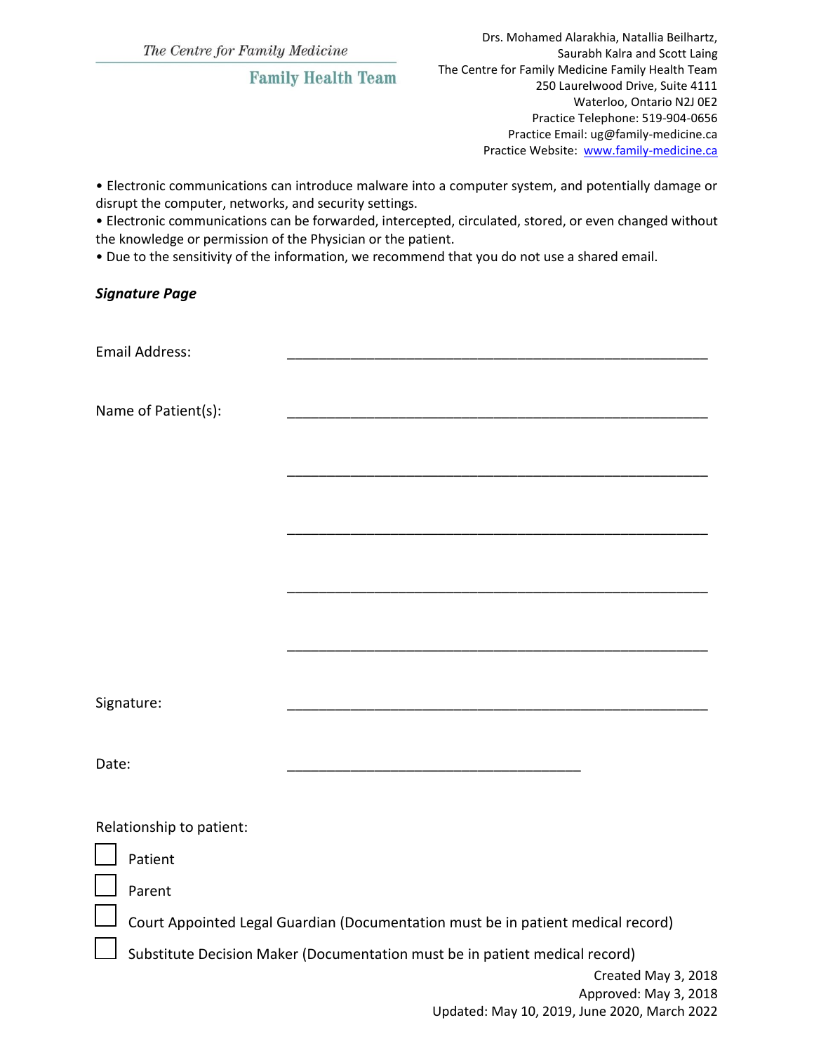The Centre for Family Medicine

**Family Health Team**

Drs. Mohamed Alarakhia, Natallia Beilhartz,
Saurabh Kalra and Scott Laing
The Centre for Family Medicine Family Health Team
250 Laurelwood Drive, Suite 4111
Waterloo, Ontario N2J 0E2
Practice Telephone: 519-904-0656
Practice Email: ug@family-medicine.ca
Practice Website: [www.family-medicine.ca](http://www.family-medicine.ca)

- Electronic communications can introduce malware into a computer system, and potentially damage or disrupt the computer, networks, and security settings.
- Electronic communications can be forwarded, intercepted, circulated, stored, or even changed without the knowledge or permission of the Physician or the patient.
- Due to the sensitivity of the information, we recommend that you do not use a shared email.

***Signature Page***

Email Address: _______________________________________________________

Name of Patient(s): _______________________________________________________

_______________________________________________________

_______________________________________________________

_______________________________________________________

_______________________________________________________

Signature: _______________________________________________________

Date: ______________________________________

Relationship to patient:

☐ Patient

☐ Parent

☐ Court Appointed Legal Guardian (Documentation must be in patient medical record)

☐ Substitute Decision Maker (Documentation must be in patient medical record)

Created May 3, 2018
Approved: May 3, 2018
Updated: May 10, 2019, June 2020, March 2022